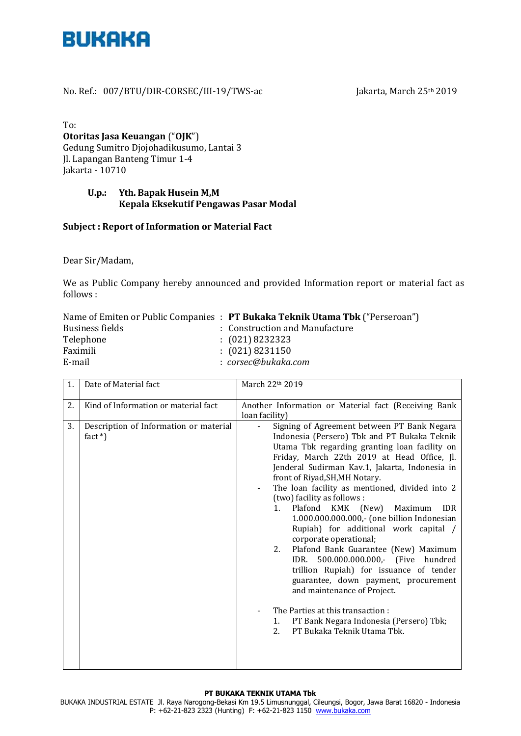**BUKAKA**

No. Ref.: 007/BTU/DIR-CORSEC/III-19/TWS-ac

Jakarta, March 25th 2019

To:
**Otoritas Jasa Keuangan** ("**OJK**")
Gedung Sumitro Djojohadikusumo, Lantai 3
Jl. Lapangan Banteng Timur 1-4
Jakarta - 10710

**U.p.:** **Yth. Bapak Husein M,M**
**Kepala Eksekutif Pengawas Pasar Modal**

**Subject : Report of Information or Material Fact**

Dear Sir/Madam,

We as Public Company hereby announced and provided Information report or material fact as follows :

| | | |
|---|---|---|
| Name of Emiten or Public Companies | : | **PT Bukaka Teknik Utama Tbk** ("Perseroan") |
| Business fields | : | Construction and Manufacture |
| Telephone | : | (021) 8232323 |
| Faximili | : | (021) 8231150 |
| E-mail | : | *corsec@bukaka.com* |

| | | |
|---|---|---|
| 1. | Date of Material fact | March 22th 2019 |
| 2. | Kind of Information or material fact | Another Information or Material fact (Receiving Bank loan facility) |
| 3. | Description of Information or material fact *) | - Signing of Agreement between PT Bank Negara Indonesia (Persero) Tbk and PT Bukaka Teknik Utama Tbk regarding granting loan facility on Friday, March 22th 2019 at Head Office, Jl. Jenderal Sudirman Kav.1, Jakarta, Indonesia in front of Riyad,SH,MH Notary.<br>- The loan facility as mentioned, divided into 2 (two) facility as follows :<br>1. Plafond KMK (New) Maximum IDR 1.000.000.000.000,- (one billion Indonesian Rupiah) for additional work capital / corporate operational;<br>2. Plafond Bank Guarantee (New) Maximum IDR. 500.000.000.000,- (Five hundred trillion Rupiah) for issuance of tender guarantee, down payment, procurement and maintenance of Project.<br>- The Parties at this transaction :<br>1. PT Bank Negara Indonesia (Persero) Tbk;<br>2. PT Bukaka Teknik Utama Tbk. |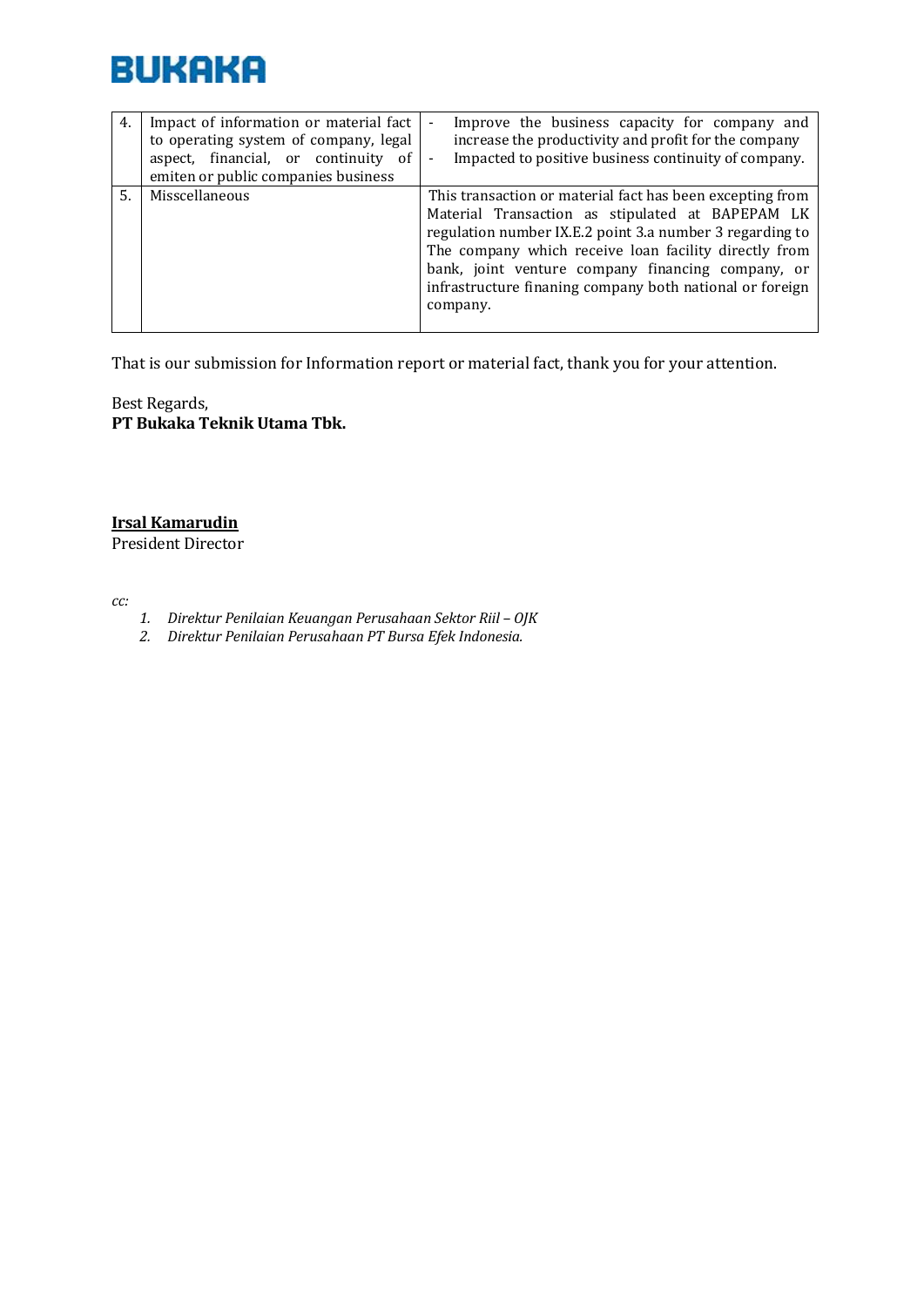BUKAKA

| | | |
|---|---|---|
| 4. | Impact of information or material fact to operating system of company, legal aspect, financial, or continuity of emiten or public companies business | - Improve the business capacity for company and increase the productivity and profit for the company<br>- Impacted to positive business continuity of company. |
| 5. | Misscellaneous | This transaction or material fact has been excepting from Material Transaction as stipulated at BAPEPAM LK regulation number IX.E.2 point 3.a number 3 regarding to The company which receive loan facility directly from bank, joint venture company financing company, or infrastructure finaning company both national or foreign company. |

That is our submission for Information report or material fact, thank you for your attention.

Best Regards,
**PT Bukaka Teknik Utama Tbk.**

**Irsal Kamarudin**
President Director

*cc:*

1. *Direktur Penilaian Keuangan Perusahaan Sektor Riil – OJK*
2. *Direktur Penilaian Perusahaan PT Bursa Efek Indonesia.*